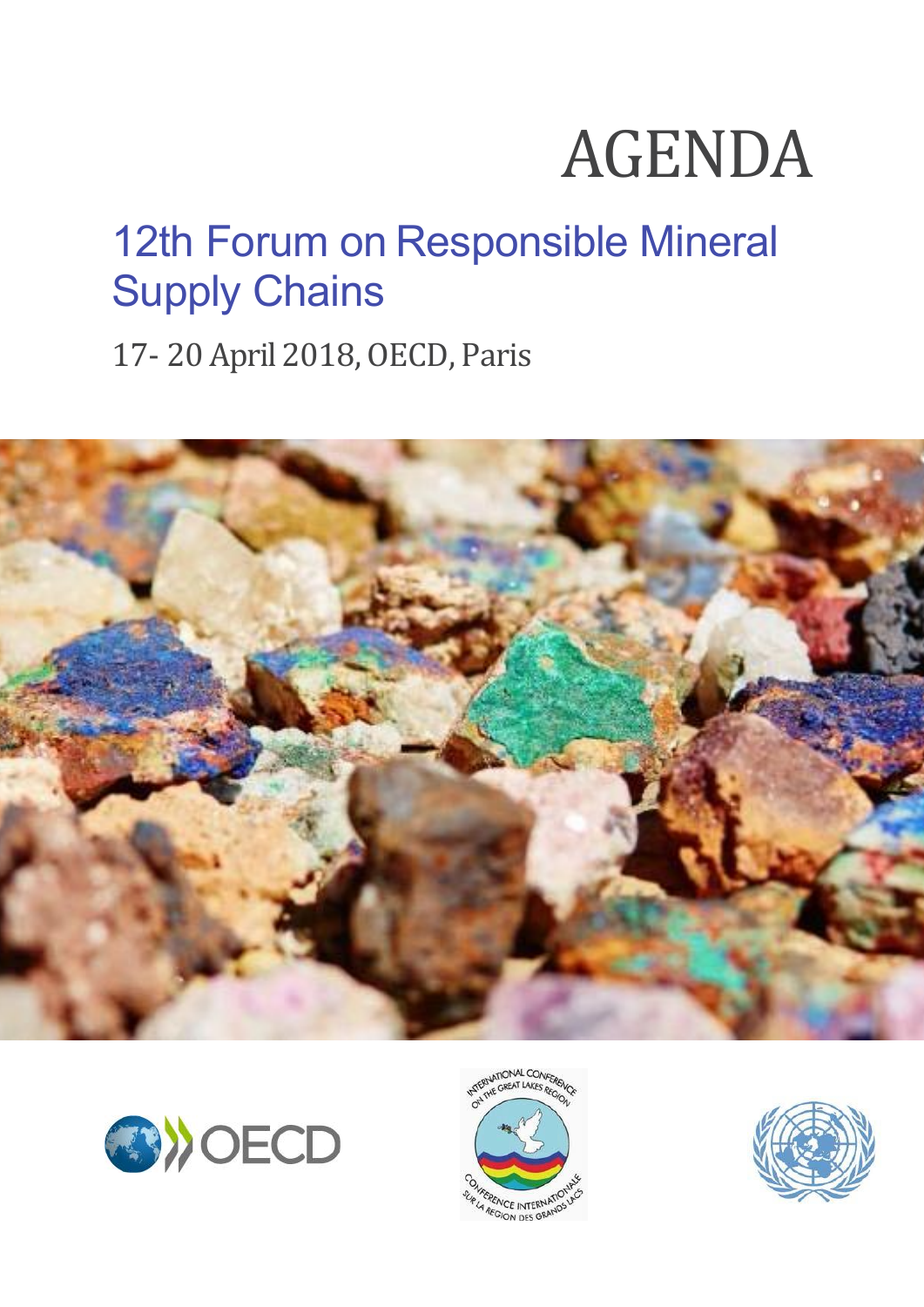# AGENDA

## 12th Forum on Responsible Mineral Supply Chains

17- 20 April 2018, OECD, Paris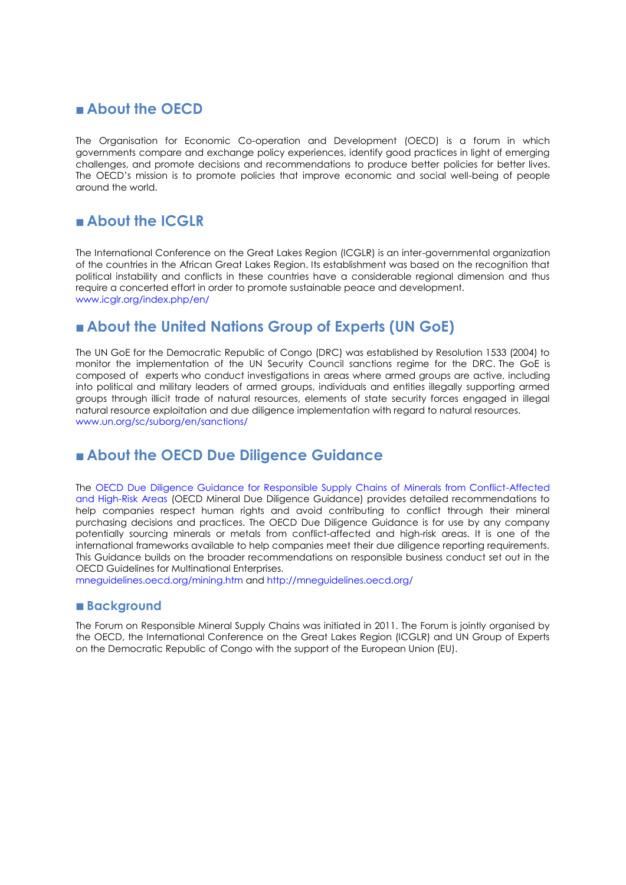## ■ About the OECD

The Organisation for Economic Co-operation and Development (OECD) is a forum in which governments compare and exchange policy experiences, identify good practices in light of emerging challenges, and promote decisions and recommendations to produce better policies for better lives. The OECD's mission is to promote policies that improve economic and social well-being of people around the world.

## ■ About the ICGLR

The International Conference on the Great Lakes Region (ICGLR) is an inter-governmental organization of the countries in the African Great Lakes Region. Its establishment was based on the recognition that political instability and conflicts in these countries have a considerable regional dimension and thus require a concerted effort in order to promote sustainable peace and development.
www.icglr.org/index.php/en/

## ■ About the United Nations Group of Experts (UN GoE)

The UN GoE for the Democratic Republic of Congo (DRC) was established by Resolution 1533 (2004) to monitor the implementation of the UN Security Council sanctions regime for the DRC. The GoE is composed of experts who conduct investigations in areas where armed groups are active, including into political and military leaders of armed groups, individuals and entities illegally supporting armed groups through illicit trade of natural resources, elements of state security forces engaged in illegal natural resource exploitation and due diligence implementation with regard to natural resources.
www.un.org/sc/suborg/en/sanctions/

## ■ About the OECD Due Diligence Guidance

The OECD Due Diligence Guidance for Responsible Supply Chains of Minerals from Conflict-Affected and High-Risk Areas (OECD Mineral Due Diligence Guidance) provides detailed recommendations to help companies respect human rights and avoid contributing to conflict through their mineral purchasing decisions and practices. The OECD Due Diligence Guidance is for use by any company potentially sourcing minerals or metals from conflict-affected and high-risk areas. It is one of the international frameworks available to help companies meet their due diligence reporting requirements. This Guidance builds on the broader recommendations on responsible business conduct set out in the OECD Guidelines for Multinational Enterprises.
mneguidelines.oecd.org/mining.htm and http://mneguidelines.oecd.org/

### ■ Background

The Forum on Responsible Mineral Supply Chains was initiated in 2011. The Forum is jointly organised by the OECD, the International Conference on the Great Lakes Region (ICGLR) and UN Group of Experts on the Democratic Republic of Congo with the support of the European Union (EU).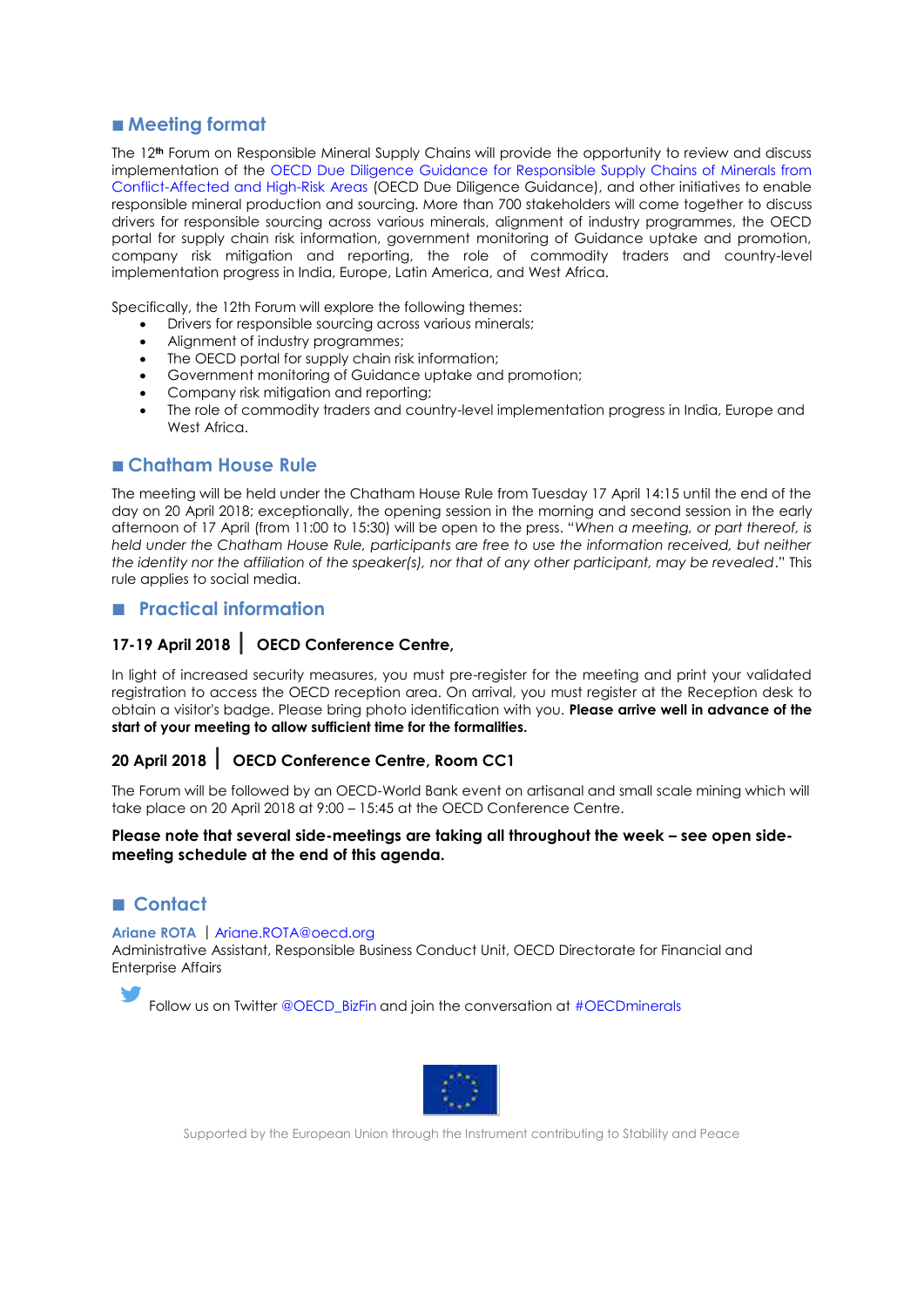## ■ Meeting format

The 12th Forum on Responsible Mineral Supply Chains will provide the opportunity to review and discuss implementation of the OECD Due Diligence Guidance for Responsible Supply Chains of Minerals from Conflict-Affected and High-Risk Areas (OECD Due Diligence Guidance), and other initiatives to enable responsible mineral production and sourcing. More than 700 stakeholders will come together to discuss drivers for responsible sourcing across various minerals, alignment of industry programmes, the OECD portal for supply chain risk information, government monitoring of Guidance uptake and promotion, company risk mitigation and reporting, the role of commodity traders and country-level implementation progress in India, Europe, Latin America, and West Africa.

Specifically, the 12th Forum will explore the following themes:

- Drivers for responsible sourcing across various minerals;
- Alignment of industry programmes;
- The OECD portal for supply chain risk information;
- Government monitoring of Guidance uptake and promotion;
- Company risk mitigation and reporting;
- The role of commodity traders and country-level implementation progress in India, Europe and West Africa.

## ■ Chatham House Rule

The meeting will be held under the Chatham House Rule from Tuesday 17 April 14:15 until the end of the day on 20 April 2018; exceptionally, the opening session in the morning and second session in the early afternoon of 17 April (from 11:00 to 15:30) will be open to the press. "*When a meeting, or part thereof, is held under the Chatham House Rule, participants are free to use the information received, but neither the identity nor the affiliation of the speaker(s), nor that of any other participant, may be revealed*." This rule applies to social media.

## ■ Practical information

### 17-19 April 2018 | OECD Conference Centre,

In light of increased security measures, you must pre-register for the meeting and print your validated registration to access the OECD reception area. On arrival, you must register at the Reception desk to obtain a visitor's badge. Please bring photo identification with you. **Please arrive well in advance of the start of your meeting to allow sufficient time for the formalities.**

### 20 April 2018 | OECD Conference Centre, Room CC1

The Forum will be followed by an OECD-World Bank event on artisanal and small scale mining which will take place on 20 April 2018 at 9:00 – 15:45 at the OECD Conference Centre.

**Please note that several side-meetings are taking all throughout the week – see open side-meeting schedule at the end of this agenda.**

## ■ Contact

**Ariane ROTA** | Ariane.ROTA@oecd.org
Administrative Assistant, Responsible Business Conduct Unit, OECD Directorate for Financial and Enterprise Affairs

Follow us on Twitter @OECD_BizFin and join the conversation at #OECDminerals

Supported by the European Union through the Instrument contributing to Stability and Peace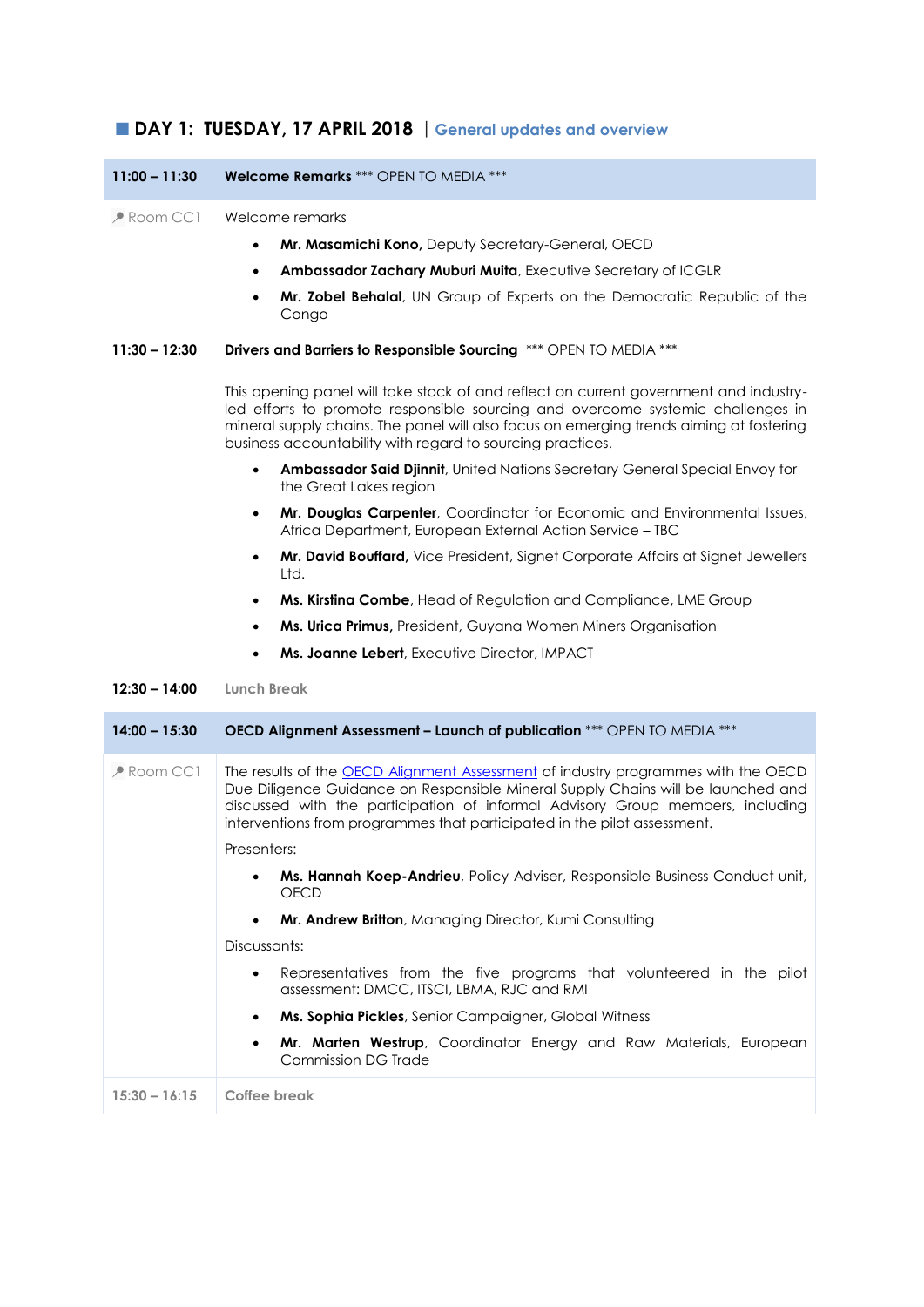## DAY 1: TUESDAY, 17 APRIL 2018 | General updates and overview

**11:00 – 11:30** **Welcome Remarks** *** OPEN TO MEDIA ***

Room CC1

Welcome remarks

- **Mr. Masamichi Kono,** Deputy Secretary-General, OECD
- **Ambassador Zachary Muburi Muita**, Executive Secretary of ICGLR
- **Mr. Zobel Behalal**, UN Group of Experts on the Democratic Republic of the Congo

**11:30 – 12:30** **Drivers and Barriers to Responsible Sourcing** *** OPEN TO MEDIA ***

This opening panel will take stock of and reflect on current government and industry-led efforts to promote responsible sourcing and overcome systemic challenges in mineral supply chains. The panel will also focus on emerging trends aiming at fostering business accountability with regard to sourcing practices.

- **Ambassador Said Djinnit**, United Nations Secretary General Special Envoy for the Great Lakes region
- **Mr. Douglas Carpenter**, Coordinator for Economic and Environmental Issues, Africa Department, European External Action Service – TBC
- **Mr. David Bouffard,** Vice President, Signet Corporate Affairs at Signet Jewellers Ltd.
- **Ms. Kirstina Combe**, Head of Regulation and Compliance, LME Group
- **Ms. Urica Primus,** President, Guyana Women Miners Organisation
- **Ms. Joanne Lebert**, Executive Director, IMPACT

**12:30 – 14:00** Lunch Break

**14:00 – 15:30** **OECD Alignment Assessment – Launch of publication** *** OPEN TO MEDIA ***

Room CC1

The results of the OECD Alignment Assessment of industry programmes with the OECD Due Diligence Guidance on Responsible Mineral Supply Chains will be launched and discussed with the participation of informal Advisory Group members, including interventions from programmes that participated in the pilot assessment.

Presenters:

- **Ms. Hannah Koep-Andrieu**, Policy Adviser, Responsible Business Conduct unit, OECD
- **Mr. Andrew Britton**, Managing Director, Kumi Consulting

Discussants:

- Representatives from the five programs that volunteered in the pilot assessment: DMCC, ITSCI, LBMA, RJC and RMI
- **Ms. Sophia Pickles**, Senior Campaigner, Global Witness
- **Mr. Marten Westrup**, Coordinator Energy and Raw Materials, European Commission DG Trade

**15:30 – 16:15** Coffee break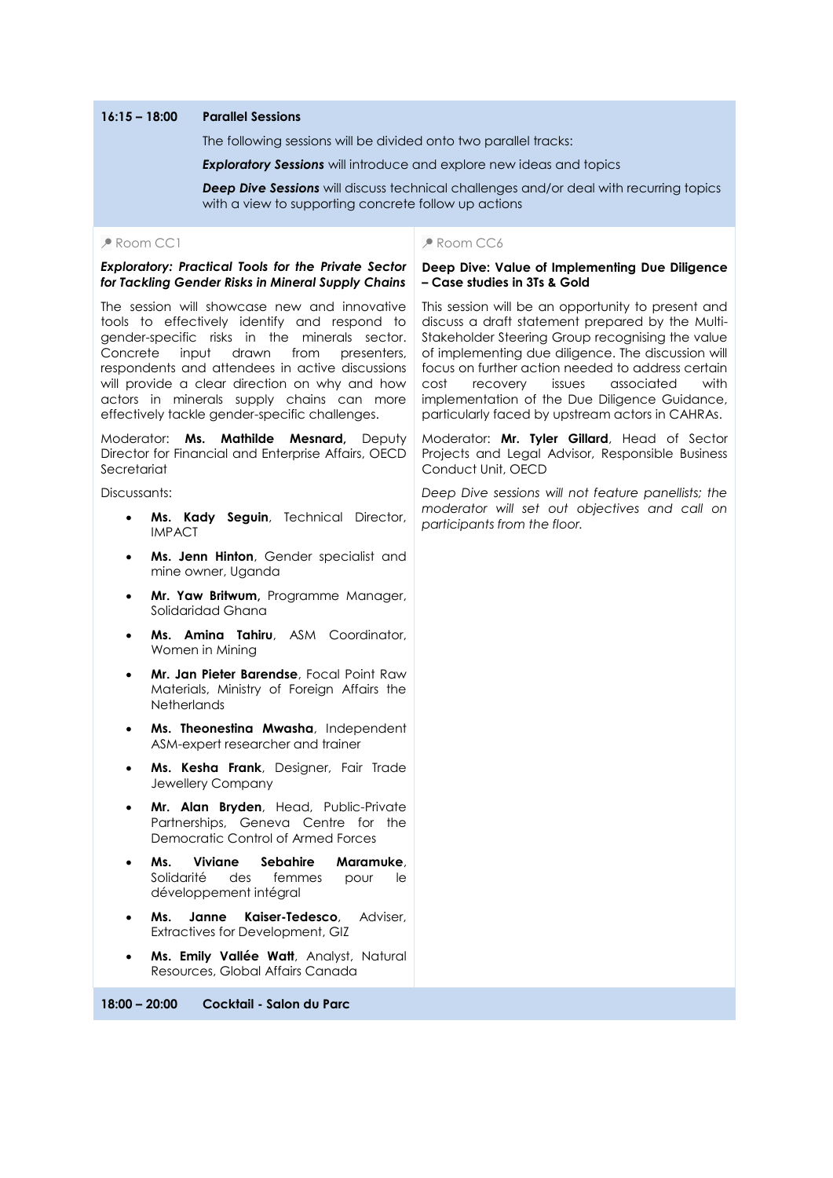**16:15 – 18:00 Parallel Sessions**

The following sessions will be divided onto two parallel tracks:

***Exploratory Sessions*** will introduce and explore new ideas and topics

***Deep Dive Sessions*** will discuss technical challenges and/or deal with recurring topics with a view to supporting concrete follow up actions

Room CC1

***Exploratory: Practical Tools for the Private Sector for Tackling Gender Risks in Mineral Supply Chains***

The session will showcase new and innovative tools to effectively identify and respond to gender-specific risks in the minerals sector. Concrete input drawn from presenters, respondents and attendees in active discussions will provide a clear direction on why and how actors in minerals supply chains can more effectively tackle gender-specific challenges.

Moderator: **Ms. Mathilde Mesnard,** Deputy Director for Financial and Enterprise Affairs, OECD Secretariat

Discussants:

- **Ms. Kady Seguin**, Technical Director, IMPACT
- **Ms. Jenn Hinton**, Gender specialist and mine owner, Uganda
- **Mr. Yaw Britwum,** Programme Manager, Solidaridad Ghana
- **Ms. Amina Tahiru**, ASM Coordinator, Women in Mining
- **Mr. Jan Pieter Barendse**, Focal Point Raw Materials, Ministry of Foreign Affairs the Netherlands
- **Ms. Theonestina Mwasha**, Independent ASM-expert researcher and trainer
- **Ms. Kesha Frank**, Designer, Fair Trade Jewellery Company
- **Mr. Alan Bryden**, Head, Public-Private Partnerships, Geneva Centre for the Democratic Control of Armed Forces
- **Ms. Viviane Sebahire Maramuke**, Solidarité des femmes pour le développement intégral
- **Ms. Janne Kaiser-Tedesco**, Adviser, Extractives for Development, GIZ
- **Ms. Emily Vallée Watt**, Analyst, Natural Resources, Global Affairs Canada

Room CC6

**Deep Dive: Value of Implementing Due Diligence – Case studies in 3Ts & Gold**

This session will be an opportunity to present and discuss a draft statement prepared by the Multi-Stakeholder Steering Group recognising the value of implementing due diligence. The discussion will focus on further action needed to address certain cost recovery issues associated with implementation of the Due Diligence Guidance, particularly faced by upstream actors in CAHRAs.

Moderator: **Mr. Tyler Gillard**, Head of Sector Projects and Legal Advisor, Responsible Business Conduct Unit, OECD

*Deep Dive sessions will not feature panellists; the moderator will set out objectives and call on participants from the floor.*

**18:00 – 20:00 Cocktail - Salon du Parc**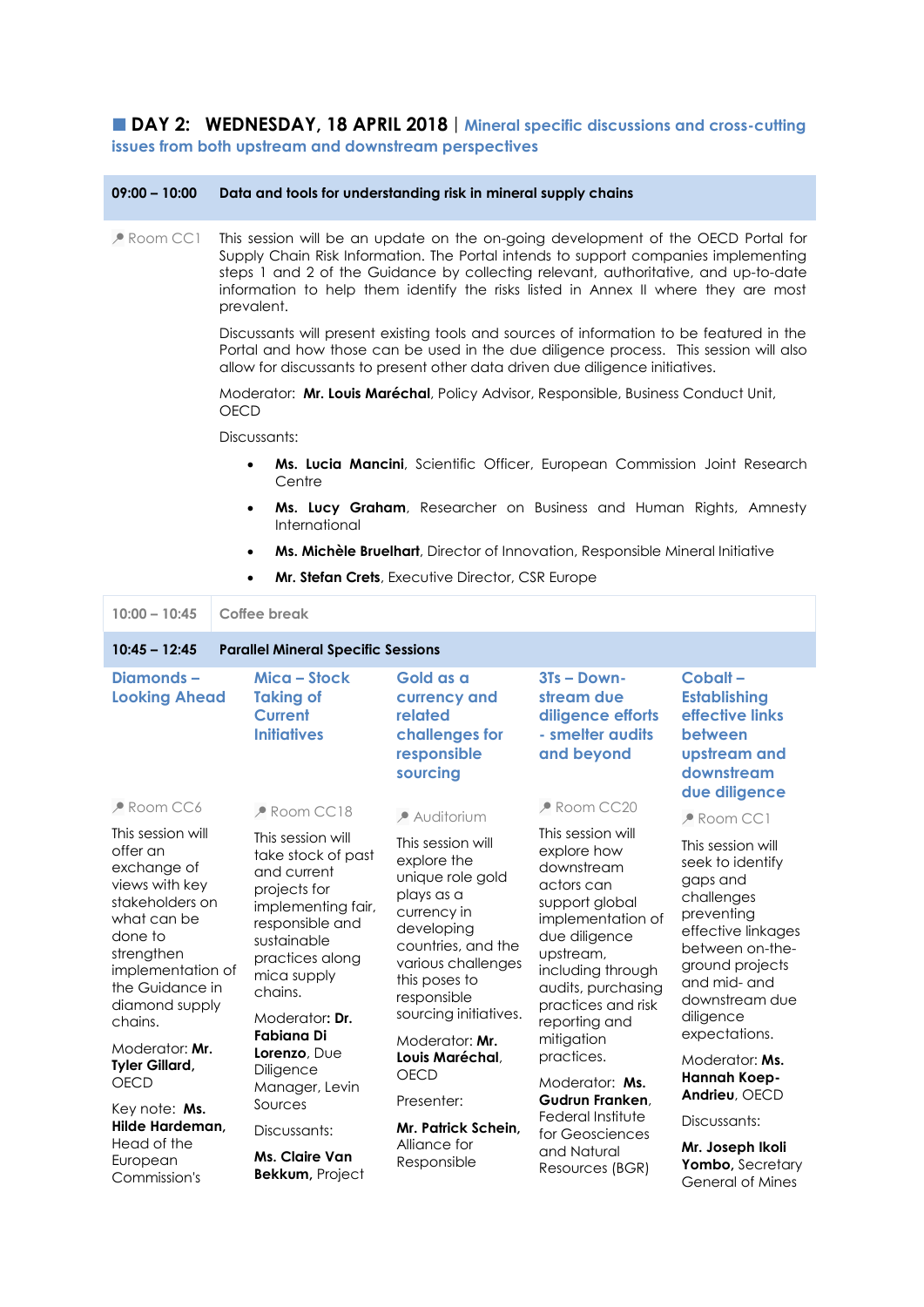## DAY 2: WEDNESDAY, 18 APRIL 2018 | Mineral specific discussions and cross-cutting issues from both upstream and downstream perspectives

### 09:00 – 10:00 Data and tools for understanding risk in mineral supply chains

Room CC1

This session will be an update on the on-going development of the OECD Portal for Supply Chain Risk Information. The Portal intends to support companies implementing steps 1 and 2 of the Guidance by collecting relevant, authoritative, and up-to-date information to help them identify the risks listed in Annex II where they are most prevalent.

Discussants will present existing tools and sources of information to be featured in the Portal and how those can be used in the due diligence process. This session will also allow for discussants to present other data driven due diligence initiatives.

Moderator: **Mr. Louis Maréchal**, Policy Advisor, Responsible, Business Conduct Unit, OECD

Discussants:

- **Ms. Lucia Mancini**, Scientific Officer, European Commission Joint Research Centre
- **Ms. Lucy Graham**, Researcher on Business and Human Rights, Amnesty International
- **Ms. Michèle Bruelhart**, Director of Innovation, Responsible Mineral Initiative
- **Mr. Stefan Crets**, Executive Director, CSR Europe

### 10:00 – 10:45 Coffee break

### 10:45 – 12:45 Parallel Mineral Specific Sessions

#### Diamonds – Looking Ahead

Room CC6

This session will offer an exchange of views with key stakeholders on what can be done to strengthen implementation of the Guidance in diamond supply chains.

Moderator: **Mr. Tyler Gillard,** OECD

Key note: **Ms. Hilde Hardeman,** Head of the European Commission's

#### Mica – Stock Taking of Current Initiatives

Room CC18

This session will take stock of past and current projects for implementing fair, responsible and sustainable practices along mica supply chains.

Moderator**: Dr. Fabiana Di Lorenzo,** Due Diligence Manager, Levin Sources

Discussants:

**Ms. Claire Van Bekkum,** Project

#### Gold as a currency and related challenges for responsible sourcing

Auditorium

This session will explore the unique role gold plays as a currency in developing countries, and the various challenges this poses to responsible sourcing initiatives.

Moderator: **Mr. Louis Maréchal**, OECD

Presenter:

**Mr. Patrick Schein,** Alliance for Responsible

#### 3Ts – Down-stream due diligence efforts - smelter audits and beyond

Room CC20

This session will explore how downstream actors can support global implementation of due diligence upstream, including through audits, purchasing practices and risk reporting and mitigation practices.

Moderator: **Ms. Gudrun Franken,** Federal Institute for Geosciences and Natural Resources (BGR)

#### Cobalt – Establishing effective links between upstream and downstream due diligence

Room CC1

This session will seek to identify gaps and challenges preventing effective linkages between on-the-ground projects and mid- and downstream due diligence expectations.

Moderator: **Ms. Hannah Koep-Andrieu**, OECD

Discussants:

**Mr. Joseph Ikoli Yombo,** Secretary General of Mines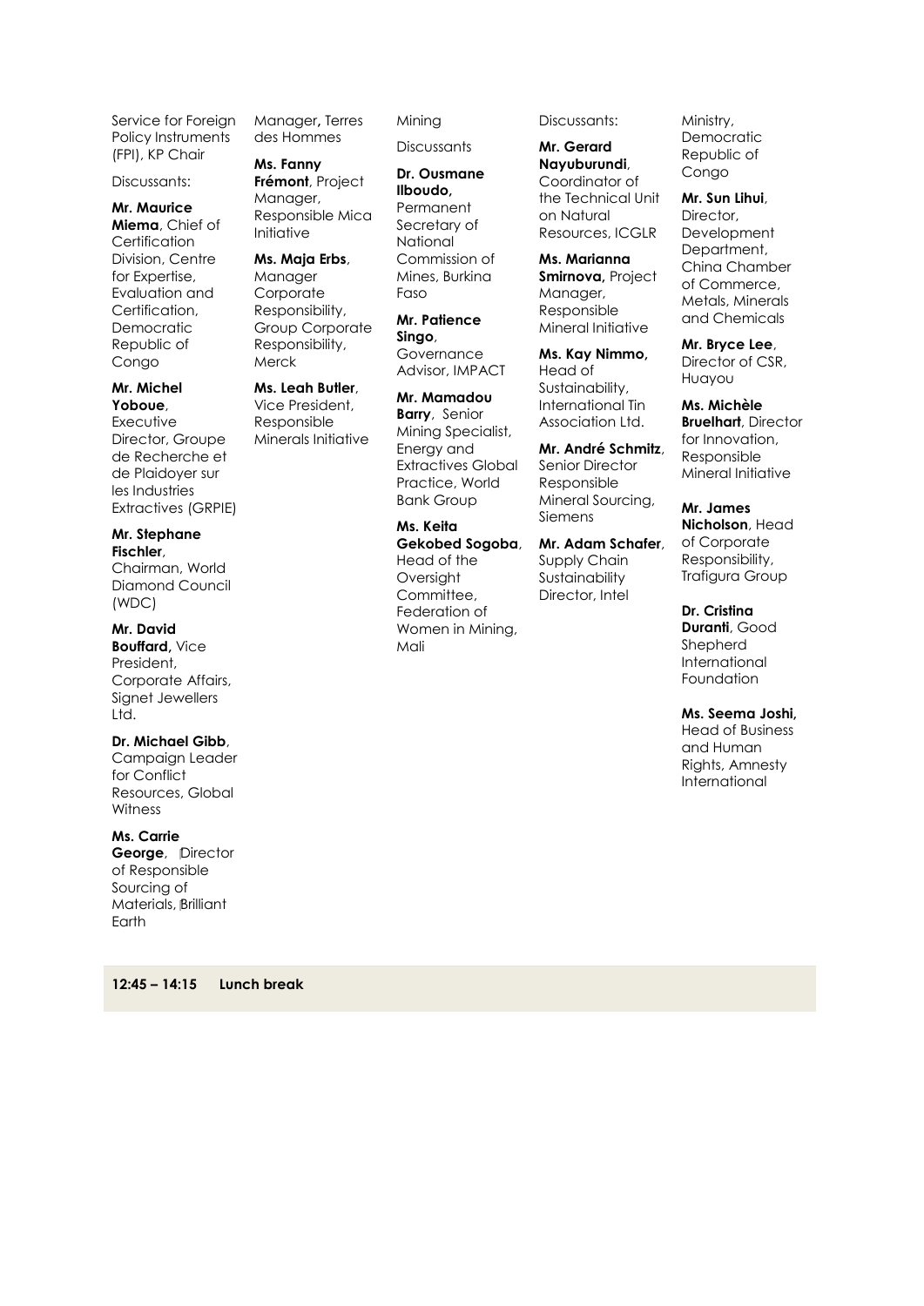Service for Foreign Policy Instruments (FPI), KP Chair

Discussants:

**Mr. Maurice Miema**, Chief of Certification Division, Centre for Expertise, Evaluation and Certification, Democratic Republic of Congo

**Mr. Michel Yoboue**, Executive Director, Groupe de Recherche et de Plaidoyer sur les Industries Extractives (GRPIE)

**Mr. Stephane Fischler**, Chairman, World Diamond Council (WDC)

**Mr. David Bouffard,** Vice President, Corporate Affairs, Signet Jewellers Ltd.

**Dr. Michael Gibb**, Campaign Leader for Conflict Resources, Global Witness

**Ms. Carrie George**, Director of Responsible Sourcing of Materials, Brilliant Earth

Manager**,** Terres des Hommes

**Ms. Fanny Frémont**, Project Manager, Responsible Mica Initiative

**Ms. Maja Erbs**, Manager Corporate Responsibility, Group Corporate Responsibility, Merck

**Ms. Leah Butler**, Vice President, Responsible Minerals Initiative

Mining

Discussants

**Dr. Ousmane Ilboudo,** Permanent Secretary of National Commission of Mines, Burkina Faso

**Mr. Patience Singo**, Governance Advisor, IMPACT

**Mr. Mamadou Barry**, Senior Mining Specialist, Energy and Extractives Global Practice, World Bank Group

**Ms. Keita Gekobed Sogoba**, Head of the Oversight Committee, Federation of Women in Mining, Mali

Discussants:

**Mr. Gerard Nayuburundi**, Coordinator of the Technical Unit on Natural Resources, ICGLR

**Ms. Marianna Smirnova,** Project Manager, Responsible Mineral Initiative

**Ms. Kay Nimmo,** Head of Sustainability, International Tin Association Ltd.

**Mr. André Schmitz**, Senior Director Responsible Mineral Sourcing, Siemens

**Mr. Adam Schafer**, Supply Chain Sustainability Director, Intel

Ministry, Democratic Republic of Congo

**Mr. Sun Lihui**, Director, Development Department, China Chamber of Commerce, Metals, Minerals and Chemicals

**Mr. Bryce Lee**, Director of CSR, Huayou

**Ms. Michèle Bruelhart**, Director for Innovation, Responsible Mineral Initiative

**Mr. James Nicholson**, Head of Corporate Responsibility, Trafigura Group

**Dr. Cristina Duranti**, Good Shepherd International Foundation

**Ms. Seema Joshi,** Head of Business and Human Rights, Amnesty International

**12:45 – 14:15 Lunch break**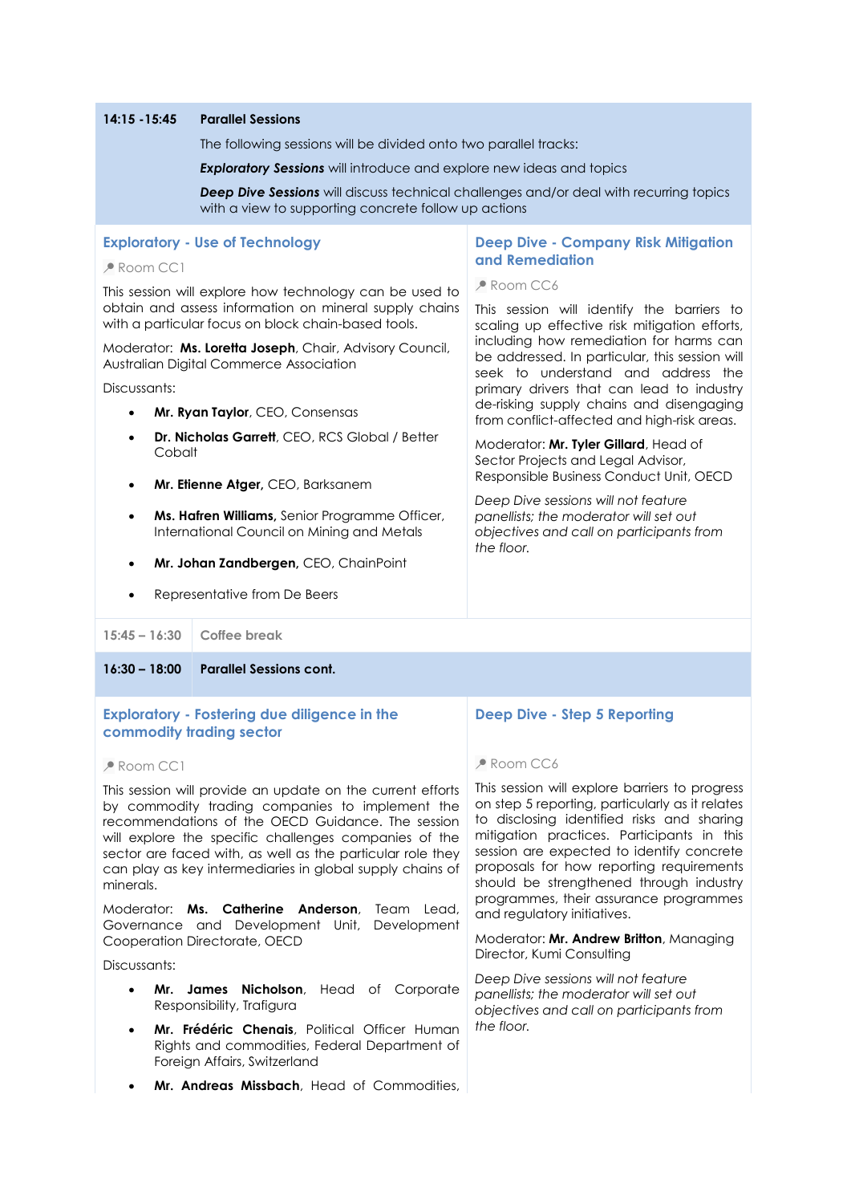**14:15 -15:45** **Parallel Sessions**

The following sessions will be divided onto two parallel tracks:

***Exploratory Sessions*** will introduce and explore new ideas and topics

***Deep Dive Sessions*** will discuss technical challenges and/or deal with recurring topics with a view to supporting concrete follow up actions

### Exploratory - Use of Technology

Room CC1

This session will explore how technology can be used to obtain and assess information on mineral supply chains with a particular focus on block chain-based tools.

Moderator: **Ms. Loretta Joseph**, Chair, Advisory Council, Australian Digital Commerce Association

Discussants:

- **Mr. Ryan Taylor**, CEO, Consensas
- **Dr. Nicholas Garrett**, CEO, RCS Global / Better Cobalt
- **Mr. Etienne Atger,** CEO, Barksanem
- **Ms. Hafren Williams,** Senior Programme Officer, International Council on Mining and Metals
- **Mr. Johan Zandbergen,** CEO, ChainPoint
- Representative from De Beers

### Deep Dive - Company Risk Mitigation and Remediation

Room CC6

This session will identify the barriers to scaling up effective risk mitigation efforts, including how remediation for harms can be addressed. In particular, this session will seek to understand and address the primary drivers that can lead to industry de-risking supply chains and disengaging from conflict-affected and high-risk areas.

Moderator: **Mr. Tyler Gillard**, Head of Sector Projects and Legal Advisor, Responsible Business Conduct Unit, OECD

*Deep Dive sessions will not feature panellists; the moderator will set out objectives and call on participants from the floor.*

**15:45 – 16:30** Coffee break

**16:30 – 18:00** **Parallel Sessions cont.**

### Exploratory - Fostering due diligence in the commodity trading sector

Room CC1

This session will provide an update on the current efforts by commodity trading companies to implement the recommendations of the OECD Guidance. The session will explore the specific challenges companies of the sector are faced with, as well as the particular role they can play as key intermediaries in global supply chains of minerals.

Moderator: **Ms. Catherine Anderson**, Team Lead, Governance and Development Unit, Development Cooperation Directorate, OECD

Discussants:

- **Mr. James Nicholson**, Head of Corporate Responsibility, Trafigura
- **Mr. Frédéric Chenais**, Political Officer Human Rights and commodities, Federal Department of Foreign Affairs, Switzerland
- **Mr. Andreas Missbach**, Head of Commodities,

### Deep Dive - Step 5 Reporting

Room CC6

This session will explore barriers to progress on step 5 reporting, particularly as it relates to disclosing identified risks and sharing mitigation practices. Participants in this session are expected to identify concrete proposals for how reporting requirements should be strengthened through industry programmes, their assurance programmes and regulatory initiatives.

Moderator: **Mr. Andrew Britton**, Managing Director, Kumi Consulting

*Deep Dive sessions will not feature panellists; the moderator will set out objectives and call on participants from the floor.*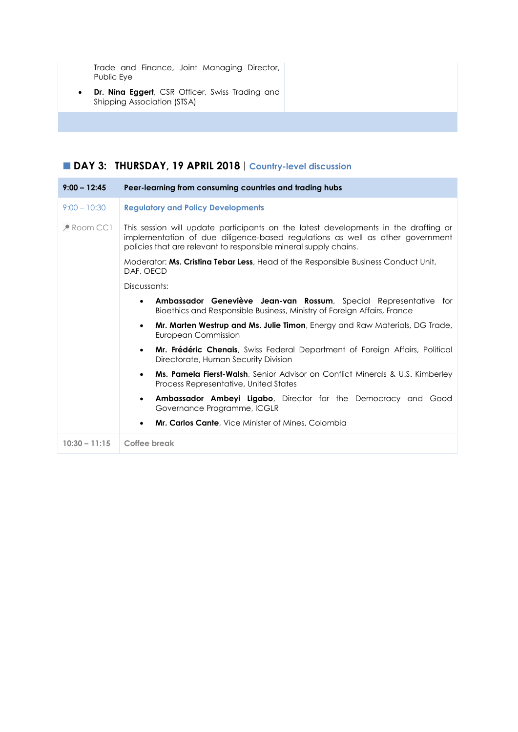Trade and Finance, Joint Managing Director, Public Eye

- **Dr. Nina Eggert**, CSR Officer, Swiss Trading and Shipping Association (STSA)

## DAY 3: THURSDAY, 19 APRIL 2018 | Country-level discussion

| 9:00 – 12:45 | Peer-learning from consuming countries and trading hubs |
| --- | --- |
| 9:00 – 10:30 | **Regulatory and Policy Developments** |
| Room CC1 | This session will update participants on the latest developments in the drafting or implementation of due diligence-based regulations as well as other government policies that are relevant to responsible mineral supply chains.<br><br>Moderator: **Ms. Cristina Tebar Less**, Head of the Responsible Business Conduct Unit, DAF, OECD<br><br>Discussants:<br>• **Ambassador Geneviève Jean-van Rossum**, Special Representative for Bioethics and Responsible Business, Ministry of Foreign Affairs, France<br>• **Mr. Marten Westrup and Ms. Julie Timon**, Energy and Raw Materials, DG Trade, European Commission<br>• **Mr. Frédéric Chenais**, Swiss Federal Department of Foreign Affairs, Political Directorate, Human Security Division<br>• **Ms. Pamela Fierst-Walsh**, Senior Advisor on Conflict Minerals & U.S. Kimberley Process Representative, United States<br>• **Ambassador Ambeyi Ligabo**, Director for the Democracy and Good Governance Programme, ICGLR<br>• **Mr. Carlos Cante**, Vice Minister of Mines, Colombia |
| 10:30 – 11:15 | Coffee break |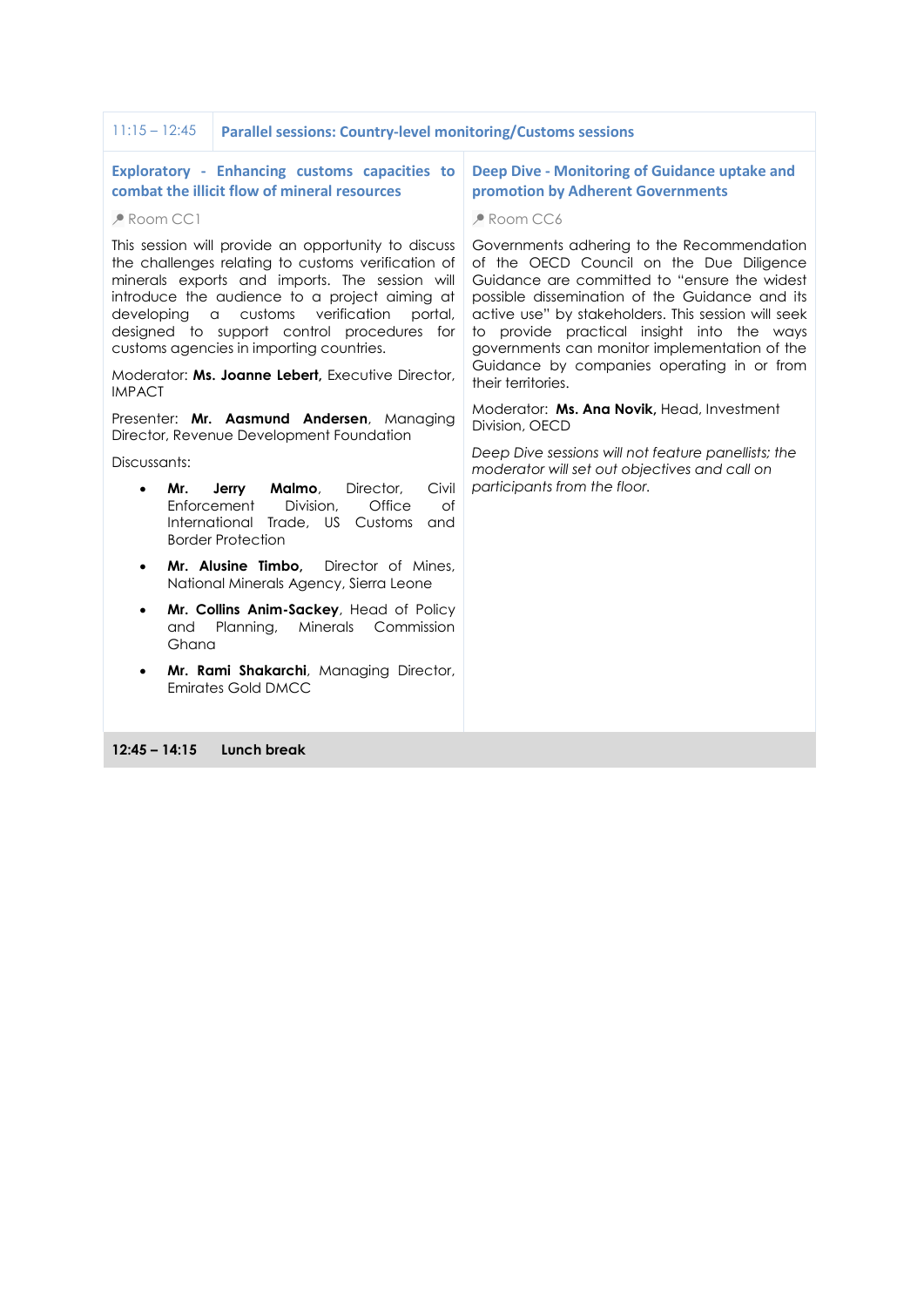**11:15 – 12:45** **Parallel sessions: Country-level monitoring/Customs sessions**

### Exploratory - Enhancing customs capacities to combat the illicit flow of mineral resources

Room CC1

This session will provide an opportunity to discuss the challenges relating to customs verification of minerals exports and imports. The session will introduce the audience to a project aiming at developing a customs verification portal, designed to support control procedures for customs agencies in importing countries.

Moderator: **Ms. Joanne Lebert,** Executive Director, IMPACT

Presenter: **Mr. Aasmund Andersen**, Managing Director, Revenue Development Foundation

Discussants:

- **Mr. Jerry Malmo**, Director, Civil Enforcement Division, Office of International Trade, US Customs and Border Protection
- **Mr. Alusine Timbo,** Director of Mines, National Minerals Agency, Sierra Leone
- **Mr. Collins Anim-Sackey**, Head of Policy and Planning, Minerals Commission Ghana
- **Mr. Rami Shakarchi**, Managing Director, Emirates Gold DMCC

### Deep Dive - Monitoring of Guidance uptake and promotion by Adherent Governments

Room CC6

Governments adhering to the Recommendation of the OECD Council on the Due Diligence Guidance are committed to "ensure the widest possible dissemination of the Guidance and its active use" by stakeholders. This session will seek to provide practical insight into the ways governments can monitor implementation of the Guidance by companies operating in or from their territories.

Moderator: **Ms. Ana Novik,** Head, Investment Division, OECD

*Deep Dive sessions will not feature panellists; the moderator will set out objectives and call on participants from the floor.*

**12:45 – 14:15** **Lunch break**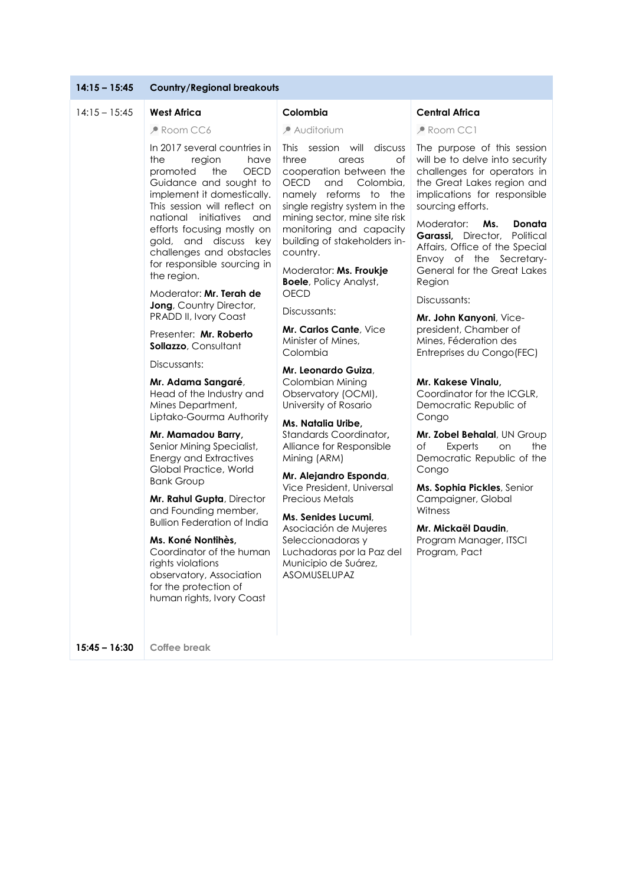| 14:15 – 15:45 | Country/Regional breakouts | | |
|---|---|---|---|
| 14:15 – 15:45 | **West Africa**<br><br>Room CC6<br><br>In 2017 several countries in the region have promoted the OECD Guidance and sought to implement it domestically. This session will reflect on national initiatives and efforts focusing mostly on gold, and discuss key challenges and obstacles for responsible sourcing in the region.<br><br>Moderator: **Mr. Terah de Jong**, Country Director, PRADD II, Ivory Coast<br><br>Presenter: **Mr. Roberto Sollazzo**, Consultant<br><br>Discussants:<br><br>**Mr. Adama Sangaré**, Head of the Industry and Mines Department, Liptako-Gourma Authority<br><br>**Mr. Mamadou Barry,** Senior Mining Specialist, Energy and Extractives Global Practice, World Bank Group<br><br>**Mr. Rahul Gupta**, Director and Founding member, Bullion Federation of India<br><br>**Ms. Koné Nontihès,** Coordinator of the human rights violations observatory, Association for the protection of human rights, Ivory Coast | **Colombia**<br><br>Auditorium<br><br>This session will discuss three areas of cooperation between the OECD and Colombia, namely reforms to the single registry system in the mining sector, mine site risk monitoring and capacity building of stakeholders in-country.<br><br>Moderator: **Ms. Froukje Boele**, Policy Analyst, OECD<br><br>Discussants:<br><br>**Mr. Carlos Cante**, Vice Minister of Mines, Colombia<br><br>**Mr. Leonardo Guiza**, Colombian Mining Observatory (OCMI), University of Rosario<br><br>**Ms. Natalia Uribe,** Standards Coordinator**,** Alliance for Responsible Mining (ARM)<br><br>**Mr. Alejandro Esponda**, Vice President, Universal Precious Metals<br><br>**Ms. Senides Lucumi**, Asociación de Mujeres Seleccionadoras y Luchadoras por la Paz del Municipio de Suárez, ASOMUSELUPAZ | **Central Africa**<br><br>Room CC1<br><br>The purpose of this session will be to delve into security challenges for operators in the Great Lakes region and implications for responsible sourcing efforts.<br><br>Moderator: **Ms. Donata Garassi,** Director, Political Affairs, Office of the Special Envoy of the Secretary-General for the Great Lakes Region<br><br>Discussants:<br><br>**Mr. John Kanyoni**, Vice-president, Chamber of Mines, Féderation des Entreprises du Congo(FEC)<br><br>**Mr. Kakese Vinalu,** Coordinator for the ICGLR, Democratic Republic of Congo<br><br>**Mr. Zobel Behalal**, UN Group of Experts on the Democratic Republic of the Congo<br><br>**Ms. Sophia Pickles**, Senior Campaigner, Global Witness<br><br>**Mr. Mickaël Daudin**, Program Manager, ITSCI Program, Pact |
| **15:45 – 16:30** | Coffee break | | |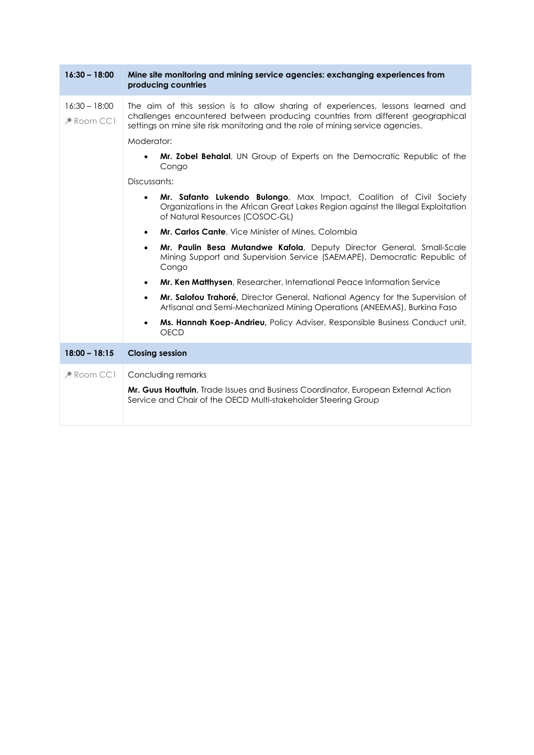| 16:30 – 18:00 | **Mine site monitoring and mining service agencies: exchanging experiences from producing countries** |
| --- | --- |
| 16:30 – 18:00<br>Room CC1 | The aim of this session is to allow sharing of experiences, lessons learned and challenges encountered between producing countries from different geographical settings on mine site risk monitoring and the role of mining service agencies.<br><br>Moderator:<br>• **Mr. Zobel Behalal**, UN Group of Experts on the Democratic Republic of the Congo<br><br>Discussants:<br>• **Mr. Safanto Lukendo Bulongo**, Max Impact, Coalition of Civil Society Organizations in the African Great Lakes Region against the Illegal Exploitation of Natural Resources (COSOC-GL)<br>• **Mr. Carlos Cante**, Vice Minister of Mines, Colombia<br>• **Mr. Paulin Besa Mutandwe Kafola**, Deputy Director General, Small-Scale Mining Support and Supervision Service (SAEMAPE), Democratic Republic of Congo<br>• **Mr. Ken Matthysen**, Researcher, International Peace Information Service<br>• **Mr. Salofou Trahoré,** Director General, National Agency for the Supervision of Artisanal and Semi-Mechanized Mining Operations (ANEEMAS), Burkina Faso<br>• **Ms. Hannah Koep-Andrieu,** Policy Adviser, Responsible Business Conduct unit, OECD |
| **18:00 – 18:15** | **Closing session** |
| Room CC1 | Concluding remarks<br><br>**Mr. Guus Houttuin**, Trade Issues and Business Coordinator, European External Action Service and Chair of the OECD Multi-stakeholder Steering Group |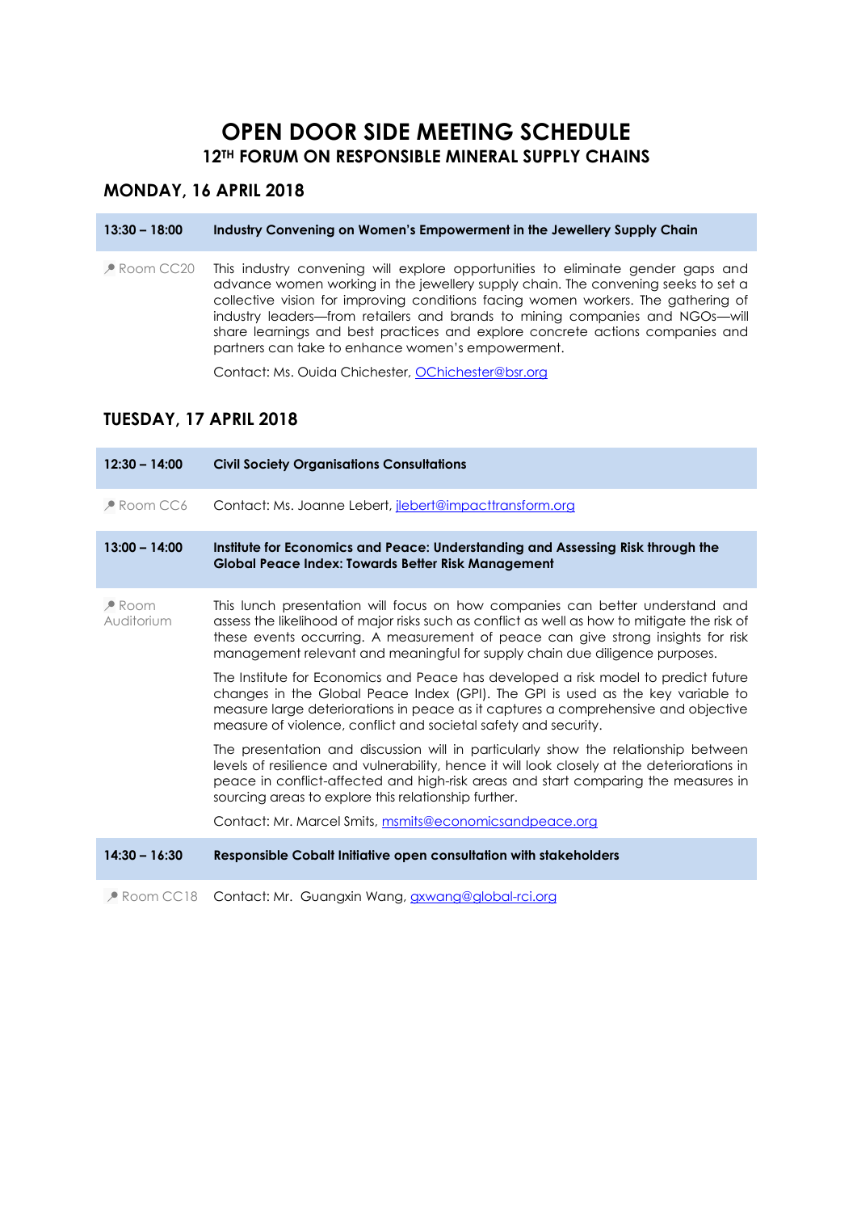# OPEN DOOR SIDE MEETING SCHEDULE

## 12TH FORUM ON RESPONSIBLE MINERAL SUPPLY CHAINS

## MONDAY, 16 APRIL 2018

**13:30 – 18:00** **Industry Convening on Women's Empowerment in the Jewellery Supply Chain**

Room CC20

This industry convening will explore opportunities to eliminate gender gaps and advance women working in the jewellery supply chain. The convening seeks to set a collective vision for improving conditions facing women workers. The gathering of industry leaders—from retailers and brands to mining companies and NGOs—will share learnings and best practices and explore concrete actions companies and partners can take to enhance women's empowerment.

Contact: Ms. Ouida Chichester, OChichester@bsr.org

## TUESDAY, 17 APRIL 2018

**12:30 – 14:00** **Civil Society Organisations Consultations**

Room CC6

Contact: Ms. Joanne Lebert, jlebert@impacttransform.org

**13:00 – 14:00** **Institute for Economics and Peace: Understanding and Assessing Risk through the Global Peace Index: Towards Better Risk Management**

Room Auditorium

This lunch presentation will focus on how companies can better understand and assess the likelihood of major risks such as conflict as well as how to mitigate the risk of these events occurring. A measurement of peace can give strong insights for risk management relevant and meaningful for supply chain due diligence purposes.

The Institute for Economics and Peace has developed a risk model to predict future changes in the Global Peace Index (GPI). The GPI is used as the key variable to measure large deteriorations in peace as it captures a comprehensive and objective measure of violence, conflict and societal safety and security.

The presentation and discussion will in particularly show the relationship between levels of resilience and vulnerability, hence it will look closely at the deteriorations in peace in conflict-affected and high-risk areas and start comparing the measures in sourcing areas to explore this relationship further.

Contact: Mr. Marcel Smits, msmits@economicsandpeace.org

**14:30 – 16:30** **Responsible Cobalt Initiative open consultation with stakeholders**

Room CC18

Contact: Mr. Guangxin Wang, gxwang@global-rci.org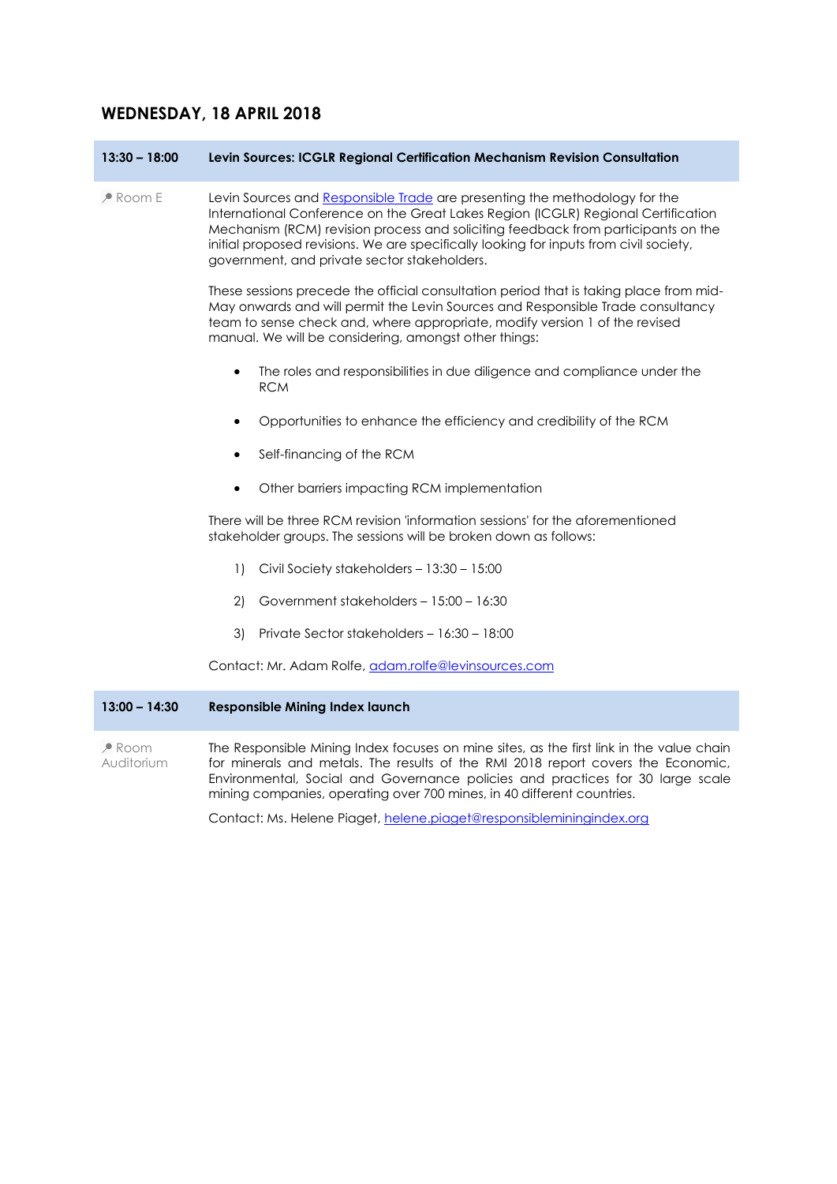## WEDNESDAY, 18 APRIL 2018

| 13:30 – 18:00 | Levin Sources: ICGLR Regional Certification Mechanism Revision Consultation |
|---|---|

Room E

Levin Sources and Responsible Trade are presenting the methodology for the International Conference on the Great Lakes Region (ICGLR) Regional Certification Mechanism (RCM) revision process and soliciting feedback from participants on the initial proposed revisions. We are specifically looking for inputs from civil society, government, and private sector stakeholders.

These sessions precede the official consultation period that is taking place from mid-May onwards and will permit the Levin Sources and Responsible Trade consultancy team to sense check and, where appropriate, modify version 1 of the revised manual. We will be considering, amongst other things:

- The roles and responsibilities in due diligence and compliance under the RCM
- Opportunities to enhance the efficiency and credibility of the RCM
- Self-financing of the RCM
- Other barriers impacting RCM implementation

There will be three RCM revision 'information sessions' for the aforementioned stakeholder groups. The sessions will be broken down as follows:

1) Civil Society stakeholders – 13:30 – 15:00
2) Government stakeholders – 15:00 – 16:30
3) Private Sector stakeholders – 16:30 – 18:00

Contact: Mr. Adam Rolfe, adam.rolfe@levinsources.com

| 13:00 – 14:30 | Responsible Mining Index launch |
|---|---|

Room Auditorium

The Responsible Mining Index focuses on mine sites, as the first link in the value chain for minerals and metals. The results of the RMI 2018 report covers the Economic, Environmental, Social and Governance policies and practices for 30 large scale mining companies, operating over 700 mines, in 40 different countries.

Contact: Ms. Helene Piaget, helene.piaget@responsibleminingindex.org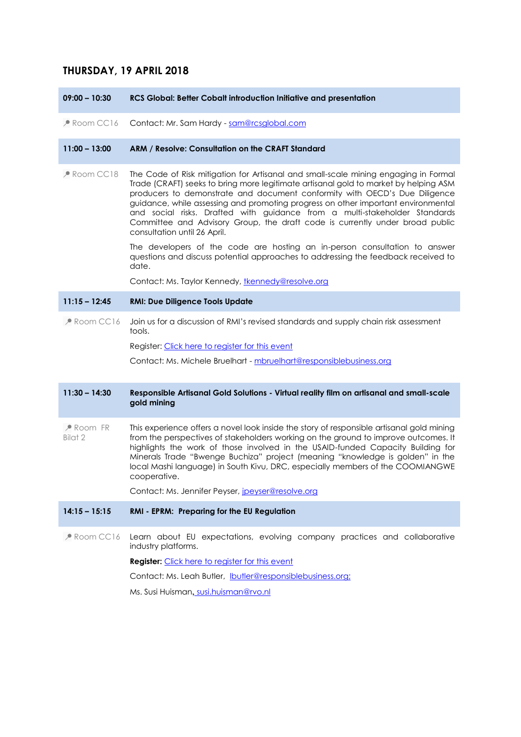## THURSDAY, 19 APRIL 2018

| | |
|---|---|
| **09:00 – 10:30** | **RCS Global: Better Cobalt introduction Initiative and presentation** |
| Room CC16 | Contact: Mr. Sam Hardy - sam@rcsglobal.com |
| **11:00 – 13:00** | **ARM / Resolve: Consultation on the CRAFT Standard** |
| Room CC18 | The Code of Risk mitigation for Artisanal and small-scale mining engaging in Formal Trade (CRAFT) seeks to bring more legitimate artisanal gold to market by helping ASM producers to demonstrate and document conformity with OECD's Due Diligence guidance, while assessing and promoting progress on other important environmental and social risks. Drafted with guidance from a multi-stakeholder Standards Committee and Advisory Group, the draft code is currently under broad public consultation until 26 April.<br><br>The developers of the code are hosting an in-person consultation to answer questions and discuss potential approaches to addressing the feedback received to date.<br><br>Contact: Ms. Taylor Kennedy, tkennedy@resolve.org |
| **11:15 – 12:45** | **RMI: Due Diligence Tools Update** |
| Room CC16 | Join us for a discussion of RMI's revised standards and supply chain risk assessment tools.<br><br>Register: Click here to register for this event<br><br>Contact: Ms. Michele Bruelhart - mbruelhart@responsiblebusiness.org |
| **11:30 – 14:30** | **Responsible Artisanal Gold Solutions - Virtual reality film on artisanal and small-scale gold mining** |
| Room FR Bilat 2 | This experience offers a novel look inside the story of responsible artisanal gold mining from the perspectives of stakeholders working on the ground to improve outcomes. It highlights the work of those involved in the USAID-funded Capacity Building for Minerals Trade "Bwenge Buchiza" project (meaning "knowledge is golden" in the local Mashi language) in South Kivu, DRC, especially members of the COOMIANGWE cooperative.<br><br>Contact: Ms. Jennifer Peyser, jpeyser@resolve.org |
| **14:15 – 15:15** | **RMI - EPRM: Preparing for the EU Regulation** |
| Room CC16 | Learn about EU expectations, evolving company practices and collaborative industry platforms.<br><br>**Register:** Click here to register for this event<br><br>Contact: Ms. Leah Butler, lbutler@responsiblebusiness.org;<br><br>Ms. Susi Huisman, susi.huisman@rvo.nl |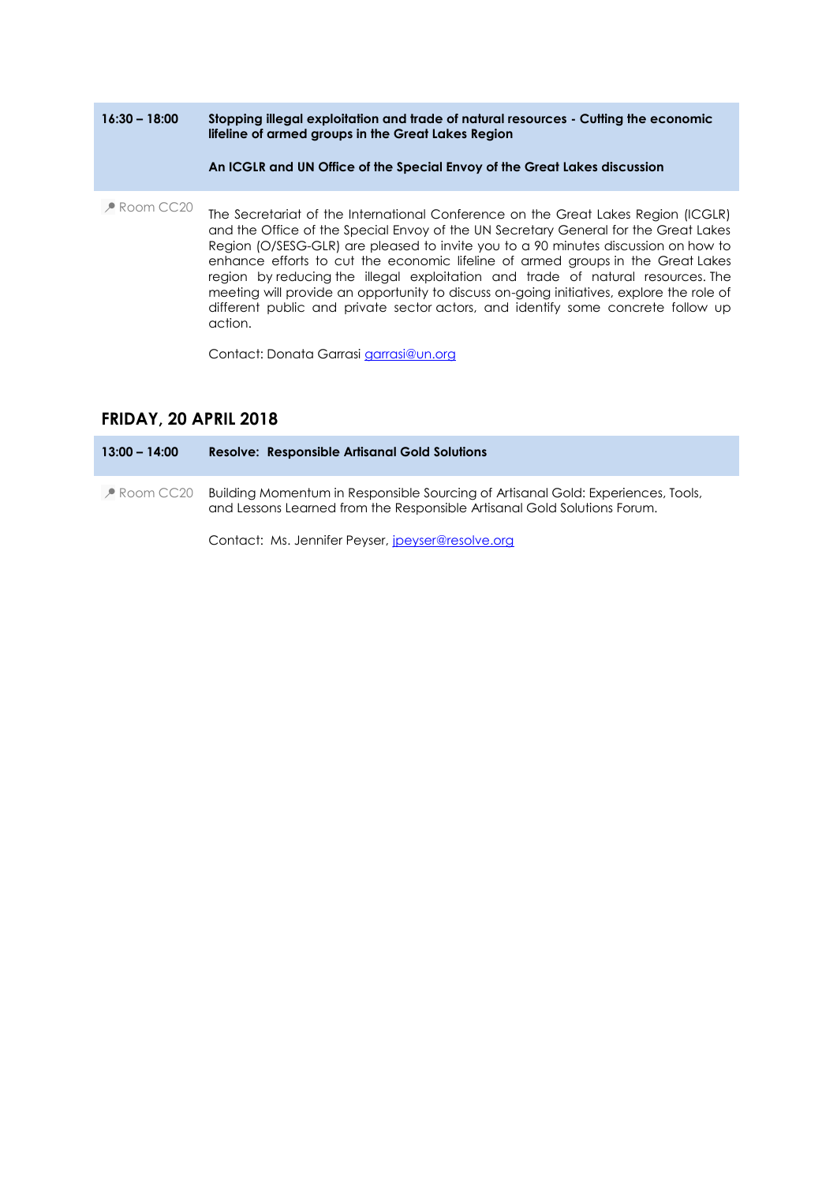**16:30 – 18:00** **Stopping illegal exploitation and trade of natural resources - Cutting the economic lifeline of armed groups in the Great Lakes Region**

**An ICGLR and UN Office of the Special Envoy of the Great Lakes discussion**

Room CC20

The Secretariat of the International Conference on the Great Lakes Region (ICGLR) and the Office of the Special Envoy of the UN Secretary General for the Great Lakes Region (O/SESG-GLR) are pleased to invite you to a 90 minutes discussion on how to enhance efforts to cut the economic lifeline of armed groups in the Great Lakes region by reducing the illegal exploitation and trade of natural resources. The meeting will provide an opportunity to discuss on-going initiatives, explore the role of different public and private sector actors, and identify some concrete follow up action.

Contact: Donata Garrasi garrasi@un.org

## FRIDAY, 20 APRIL 2018

**13:00 – 14:00** **Resolve: Responsible Artisanal Gold Solutions**

Room CC20

Building Momentum in Responsible Sourcing of Artisanal Gold: Experiences, Tools, and Lessons Learned from the Responsible Artisanal Gold Solutions Forum.

Contact: Ms. Jennifer Peyser, jpeyser@resolve.org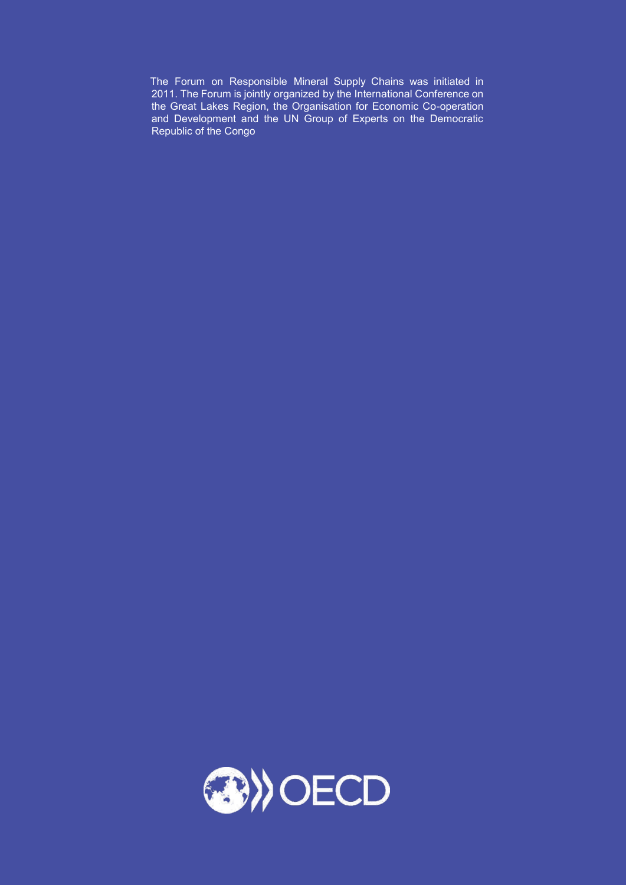The Forum on Responsible Mineral Supply Chains was initiated in 2011. The Forum is jointly organized by the International Conference on the Great Lakes Region, the Organisation for Economic Co-operation and Development and the UN Group of Experts on the Democratic Republic of the Congo

OECD